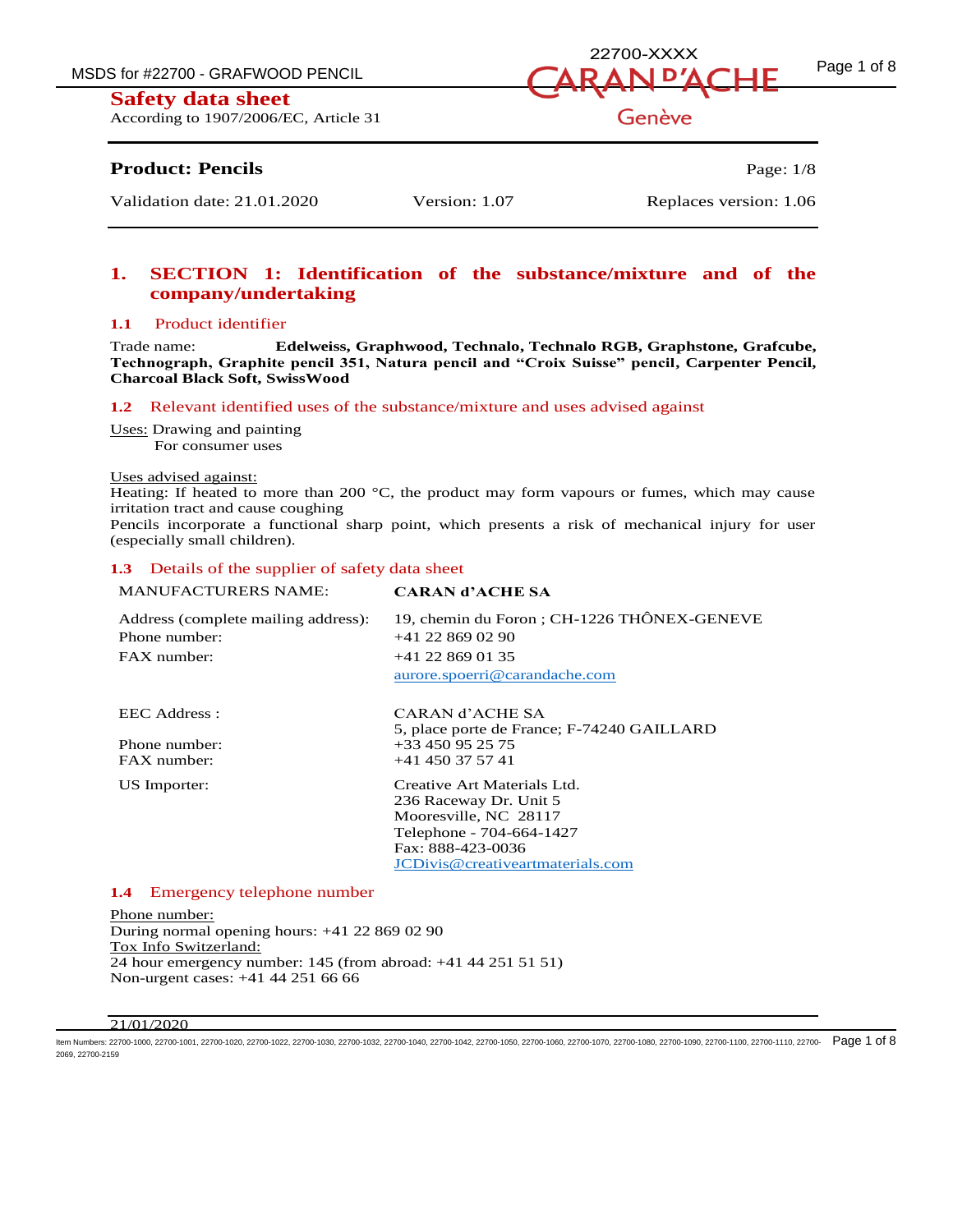# Safety data sheet

According to 1907/2006/EC, Article 31

**Product: Pencils**

Validation date: 21.01.2020 | Version: 1.07 | Replaces version: 1.06

## 1. SECTION 1: Identification of the substance/mixture and of the company/undertaking

### 1.1 Product identifier

Trade name: **Edelweiss, Graphwood, Technalo, Technalo RGB, Graphstone, Grafcube, Technograph, Graphite pencil 351, Natura pencil and "Croix Suisse" pencil, Carpenter Pencil, Charcoal Black Soft, SwissWood**

### 1.2 Relevant identified uses of the substance/mixture and uses advised against

Uses: Drawing and painting
For consumer uses

Uses advised against:
Heating: If heated to more than 200 °C, the product may form vapours or fumes, which may cause irritation tract and cause coughing
Pencils incorporate a functional sharp point, which presents a risk of mechanical injury for user (especially small children).

### 1.3 Details of the supplier of safety data sheet

| | |
|---|---|
| MANUFACTURERS NAME: | **CARAN d'ACHE SA** |
| Address (complete mailing address): | 19, chemin du Foron ; CH-1226 THÔNEX-GENEVE |
| Phone number: | +41 22 869 02 90 |
| FAX number: | +41 22 869 01 35 |
| | aurore.spoerri@carandache.com |
| EEC Address : | CARAN d'ACHE SA<br>5, place porte de France; F-74240 GAILLARD |
| Phone number: | +33 450 95 25 75 |
| FAX number: | +41 450 37 57 41 |
| US Importer: | Creative Art Materials Ltd.<br>236 Raceway Dr. Unit 5<br>Mooresville, NC 28117<br>Telephone - 704-664-1427<br>Fax: 888-423-0036<br>JCDivis@creativeartmaterials.com |

### 1.4 Emergency telephone number

Phone number:
During normal opening hours: +41 22 869 02 90
Tox Info Switzerland:
24 hour emergency number: 145 (from abroad: +41 44 251 51 51)
Non-urgent cases: +41 44 251 66 66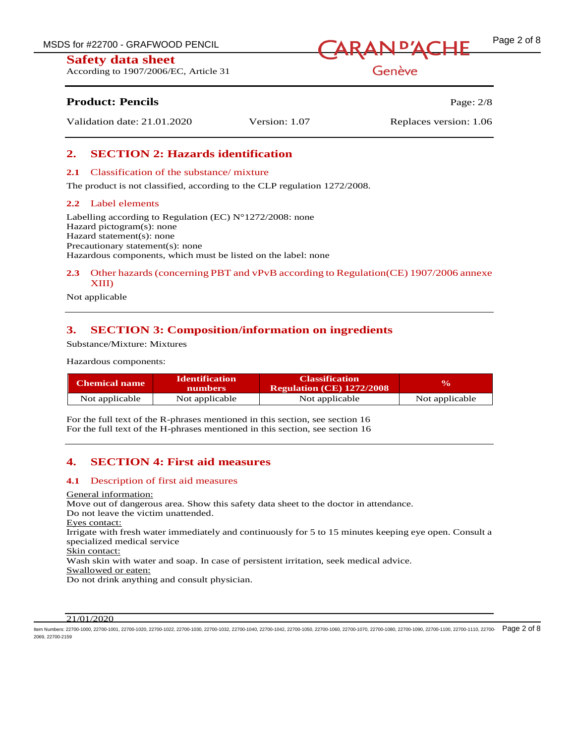## 2. SECTION 2: Hazards identification

### 2.1 Classification of the substance/ mixture

The product is not classified, according to the CLP regulation 1272/2008.

### 2.2 Label elements

Labelling according to Regulation (EC) N°1272/2008: none
Hazard pictogram(s): none
Hazard statement(s): none
Precautionary statement(s): none
Hazardous components, which must be listed on the label: none

### 2.3 Other hazards (concerning PBT and vPvB according to Regulation(CE) 1907/2006 annexe XIII)

Not applicable

## 3. SECTION 3: Composition/information on ingredients

Substance/Mixture: Mixtures

Hazardous components:

| Chemical name | Identification numbers | Classification Regulation (CE) 1272/2008 | % |
|---|---|---|---|
| Not applicable | Not applicable | Not applicable | Not applicable |

For the full text of the R-phrases mentioned in this section, see section 16
For the full text of the H-phrases mentioned in this section, see section 16

## 4. SECTION 4: First aid measures

### 4.1 Description of first aid measures

General information:
Move out of dangerous area. Show this safety data sheet to the doctor in attendance.
Do not leave the victim unattended.
Eyes contact:
Irrigate with fresh water immediately and continuously for 5 to 15 minutes keeping eye open. Consult a specialized medical service
Skin contact:
Wash skin with water and soap. In case of persistent irritation, seek medical advice.
Swallowed or eaten:
Do not drink anything and consult physician.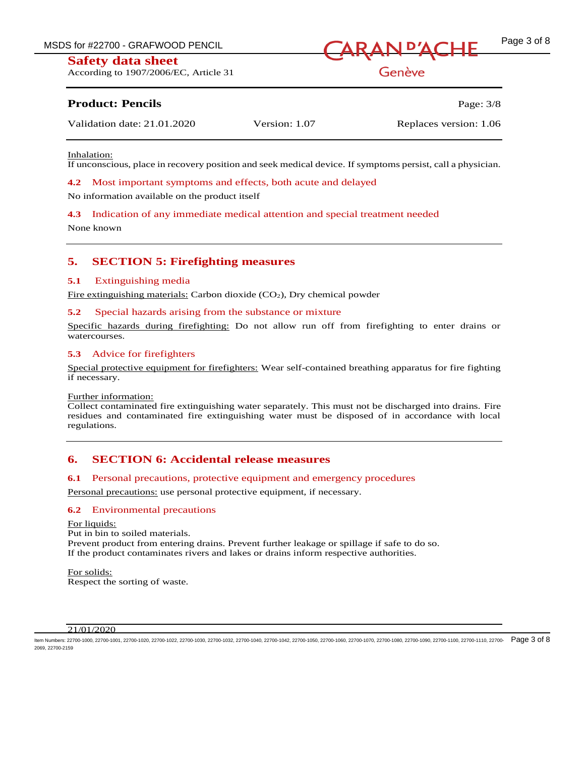Inhalation:
If unconscious, place in recovery position and seek medical device. If symptoms persist, call a physician.

### 4.2 Most important symptoms and effects, both acute and delayed

No information available on the product itself

### 4.3 Indication of any immediate medical attention and special treatment needed

None known

## 5. SECTION 5: Firefighting measures

### 5.1 Extinguishing media

Fire extinguishing materials: Carbon dioxide ($CO_2$), Dry chemical powder

### 5.2 Special hazards arising from the substance or mixture

Specific hazards during firefighting: Do not allow run off from firefighting to enter drains or watercourses.

### 5.3 Advice for firefighters

Special protective equipment for firefighters: Wear self-contained breathing apparatus for fire fighting if necessary.

Further information:
Collect contaminated fire extinguishing water separately. This must not be discharged into drains. Fire residues and contaminated fire extinguishing water must be disposed of in accordance with local regulations.

## 6. SECTION 6: Accidental release measures

### 6.1 Personal precautions, protective equipment and emergency procedures

Personal precautions: use personal protective equipment, if necessary.

### 6.2 Environmental precautions

For liquids:
Put in bin to soiled materials.
Prevent product from entering drains. Prevent further leakage or spillage if safe to do so.
If the product contaminates rivers and lakes or drains inform respective authorities.

For solids:
Respect the sorting of waste.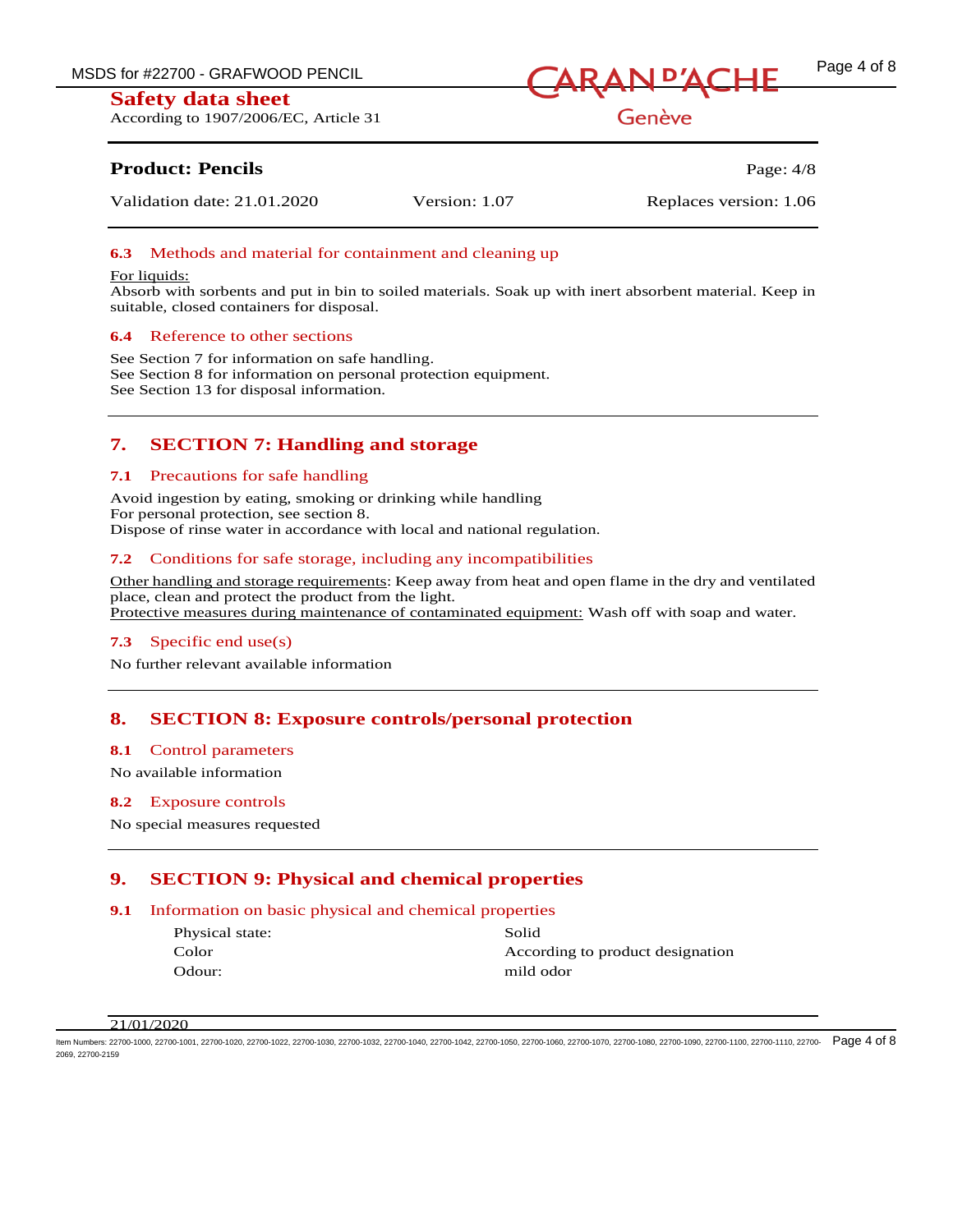### 6.3 Methods and material for containment and cleaning up

For liquids:
Absorb with sorbents and put in bin to soiled materials. Soak up with inert absorbent material. Keep in suitable, closed containers for disposal.

### 6.4 Reference to other sections

See Section 7 for information on safe handling.
See Section 8 for information on personal protection equipment.
See Section 13 for disposal information.

## 7. SECTION 7: Handling and storage

### 7.1 Precautions for safe handling

Avoid ingestion by eating, smoking or drinking while handling
For personal protection, see section 8.
Dispose of rinse water in accordance with local and national regulation.

### 7.2 Conditions for safe storage, including any incompatibilities

Other handling and storage requirements: Keep away from heat and open flame in the dry and ventilated place, clean and protect the product from the light.
Protective measures during maintenance of contaminated equipment: Wash off with soap and water.

### 7.3 Specific end use(s)

No further relevant available information

## 8. SECTION 8: Exposure controls/personal protection

### 8.1 Control parameters

No available information

### 8.2 Exposure controls

No special measures requested

## 9. SECTION 9: Physical and chemical properties

### 9.1 Information on basic physical and chemical properties

| | |
|---|---|
| Physical state: | Solid |
| Color | According to product designation |
| Odour: | mild odor |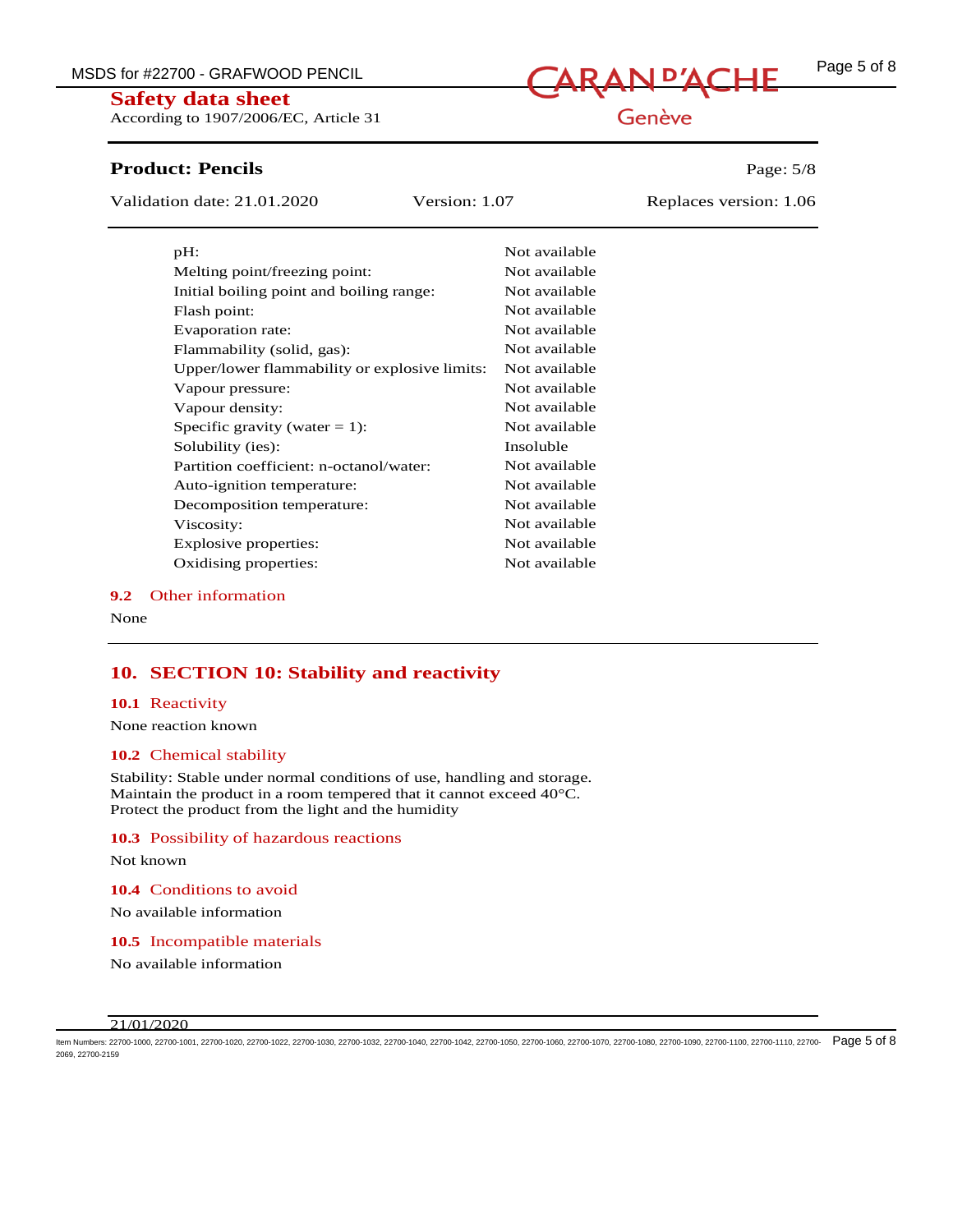| | |
|---|---|
| pH: | Not available |
| Melting point/freezing point: | Not available |
| Initial boiling point and boiling range: | Not available |
| Flash point: | Not available |
| Evaporation rate: | Not available |
| Flammability (solid, gas): | Not available |
| Upper/lower flammability or explosive limits: | Not available |
| Vapour pressure: | Not available |
| Vapour density: | Not available |
| Specific gravity (water = 1): | Not available |
| Solubility (ies): | Insoluble |
| Partition coefficient: n-octanol/water: | Not available |
| Auto-ignition temperature: | Not available |
| Decomposition temperature: | Not available |
| Viscosity: | Not available |
| Explosive properties: | Not available |
| Oxidising properties: | Not available |

### 9.2 Other information

None

## 10. SECTION 10: Stability and reactivity

### 10.1 Reactivity

None reaction known

### 10.2 Chemical stability

Stability: Stable under normal conditions of use, handling and storage.
Maintain the product in a room tempered that it cannot exceed 40°C.
Protect the product from the light and the humidity

### 10.3 Possibility of hazardous reactions

Not known

### 10.4 Conditions to avoid

No available information

### 10.5 Incompatible materials

No available information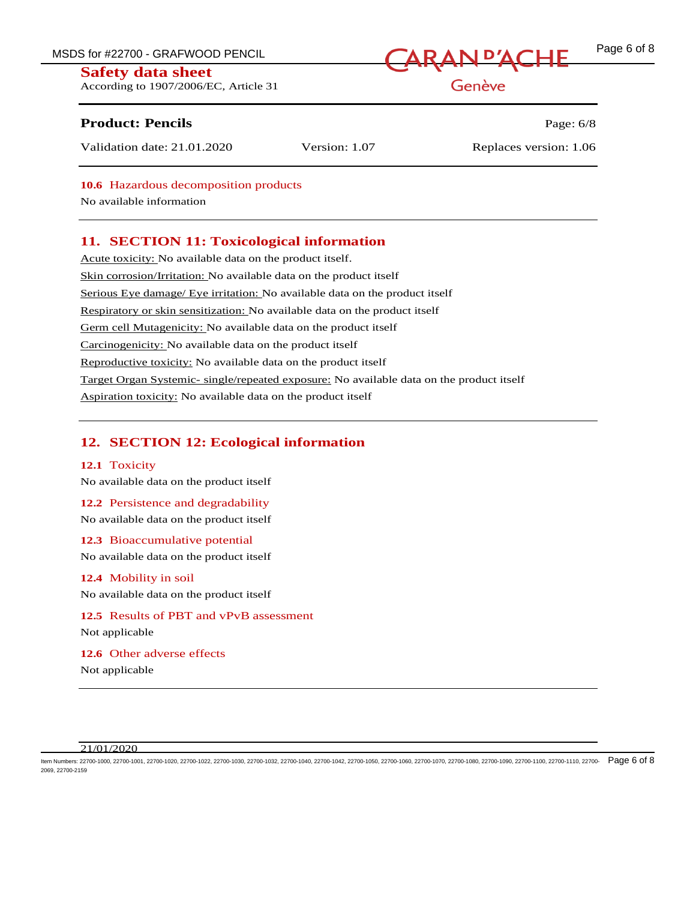### 10.6 Hazardous decomposition products

No available information

## 11. SECTION 11: Toxicological information

Acute toxicity: No available data on the product itself.

Skin corrosion/Irritation: No available data on the product itself

Serious Eye damage/ Eye irritation: No available data on the product itself

Respiratory or skin sensitization: No available data on the product itself

Germ cell Mutagenicity: No available data on the product itself

Carcinogenicity: No available data on the product itself

Reproductive toxicity: No available data on the product itself

Target Organ Systemic- single/repeated exposure: No available data on the product itself

Aspiration toxicity: No available data on the product itself

## 12. SECTION 12: Ecological information

### 12.1 Toxicity

No available data on the product itself

### 12.2 Persistence and degradability

No available data on the product itself

### 12.3 Bioaccumulative potential

No available data on the product itself

### 12.4 Mobility in soil

No available data on the product itself

### 12.5 Results of PBT and vPvB assessment

Not applicable

### 12.6 Other adverse effects

Not applicable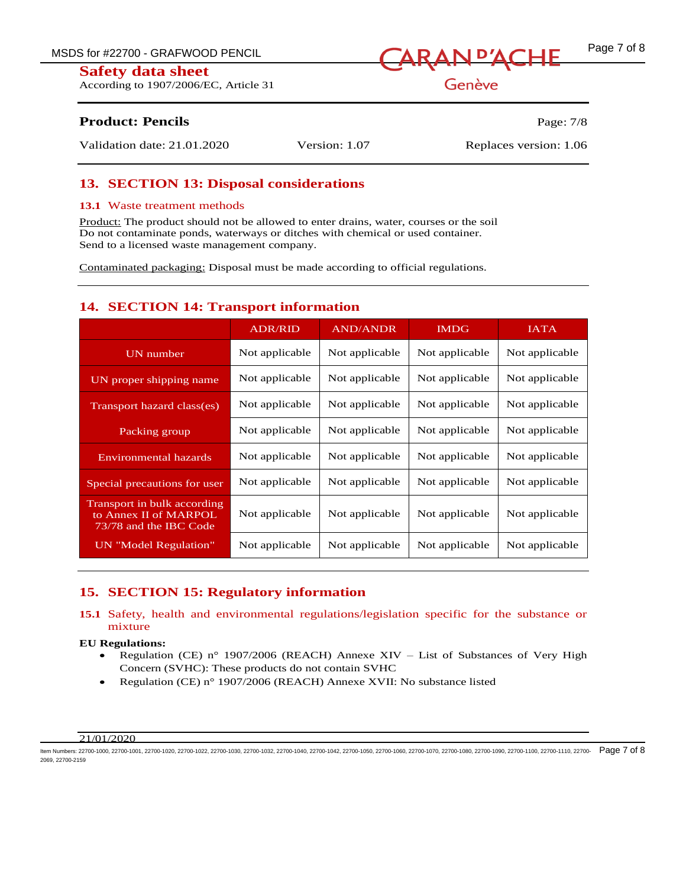## 13. SECTION 13: Disposal considerations

### 13.1 Waste treatment methods

Product: The product should not be allowed to enter drains, water, courses or the soil
Do not contaminate ponds, waterways or ditches with chemical or used container.
Send to a licensed waste management company.

Contaminated packaging: Disposal must be made according to official regulations.

## 14. SECTION 14: Transport information

| | ADR/RID | AND/ANDR | IMDG | IATA |
|---|---|---|---|---|
| UN number | Not applicable | Not applicable | Not applicable | Not applicable |
| UN proper shipping name | Not applicable | Not applicable | Not applicable | Not applicable |
| Transport hazard class(es) | Not applicable | Not applicable | Not applicable | Not applicable |
| Packing group | Not applicable | Not applicable | Not applicable | Not applicable |
| Environmental hazards | Not applicable | Not applicable | Not applicable | Not applicable |
| Special precautions for user | Not applicable | Not applicable | Not applicable | Not applicable |
| Transport in bulk according to Annex II of MARPOL 73/78 and the IBC Code | Not applicable | Not applicable | Not applicable | Not applicable |
| UN "Model Regulation" | Not applicable | Not applicable | Not applicable | Not applicable |

## 15. SECTION 15: Regulatory information

### 15.1 Safety, health and environmental regulations/legislation specific for the substance or mixture

**EU Regulations:**

- Regulation (CE) n° 1907/2006 (REACH) Annexe XIV – List of Substances of Very High Concern (SVHC): These products do not contain SVHC
- Regulation (CE) n° 1907/2006 (REACH) Annexe XVII: No substance listed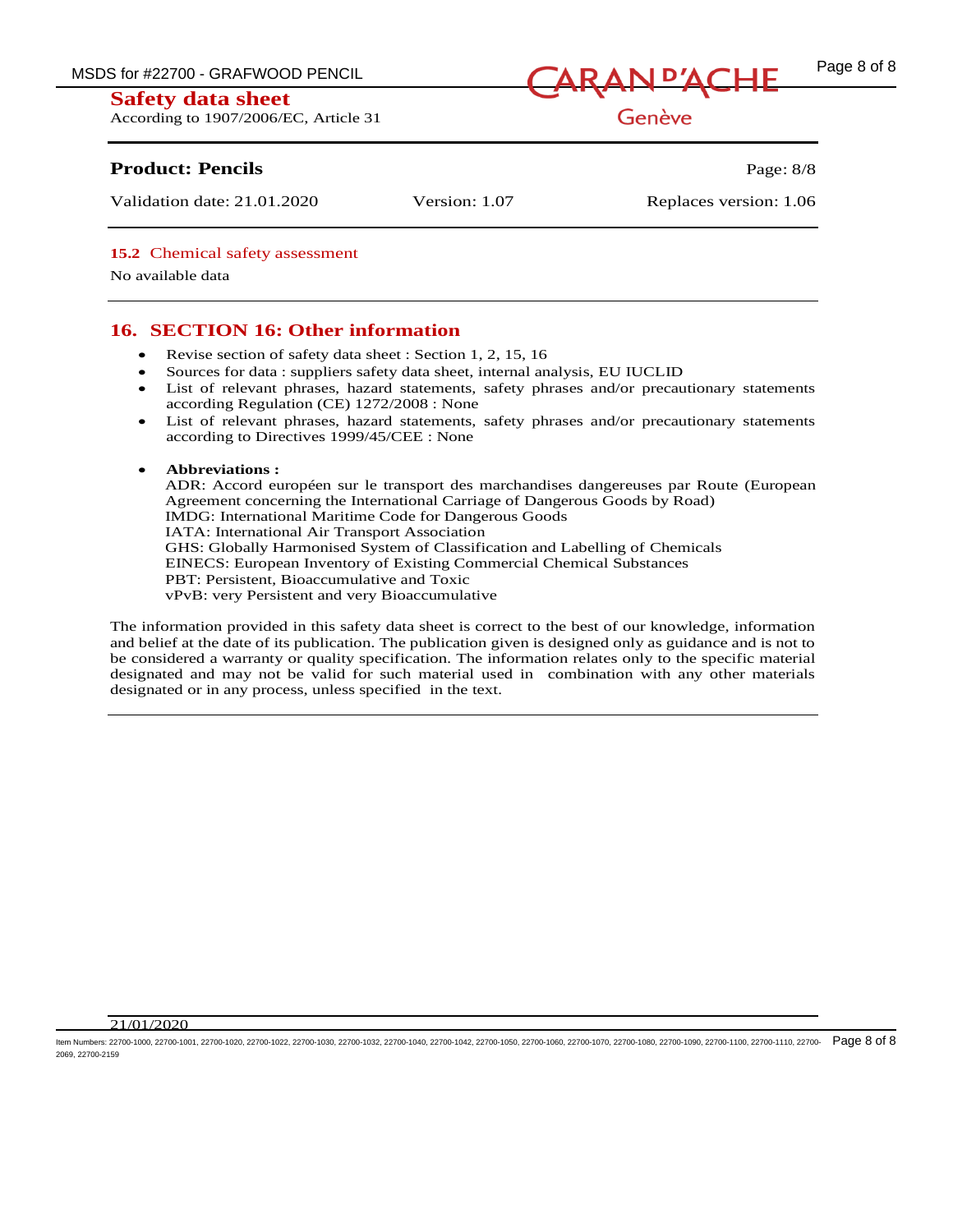### 15.2 Chemical safety assessment

No available data

## 16. SECTION 16: Other information

- Revise section of safety data sheet : Section 1, 2, 15, 16
- Sources for data : suppliers safety data sheet, internal analysis, EU IUCLID
- List of relevant phrases, hazard statements, safety phrases and/or precautionary statements according Regulation (CE) 1272/2008 : None
- List of relevant phrases, hazard statements, safety phrases and/or precautionary statements according to Directives 1999/45/CEE : None

- **Abbreviations :**
  ADR: Accord européen sur le transport des marchandises dangereuses par Route (European Agreement concerning the International Carriage of Dangerous Goods by Road)
  IMDG: International Maritime Code for Dangerous Goods
  IATA: International Air Transport Association
  GHS: Globally Harmonised System of Classification and Labelling of Chemicals
  EINECS: European Inventory of Existing Commercial Chemical Substances
  PBT: Persistent, Bioaccumulative and Toxic
  vPvB: very Persistent and very Bioaccumulative

The information provided in this safety data sheet is correct to the best of our knowledge, information and belief at the date of its publication. The publication given is designed only as guidance and is not to be considered a warranty or quality specification. The information relates only to the specific material designated and may not be valid for such material used in combination with any other materials designated or in any process, unless specified in the text.